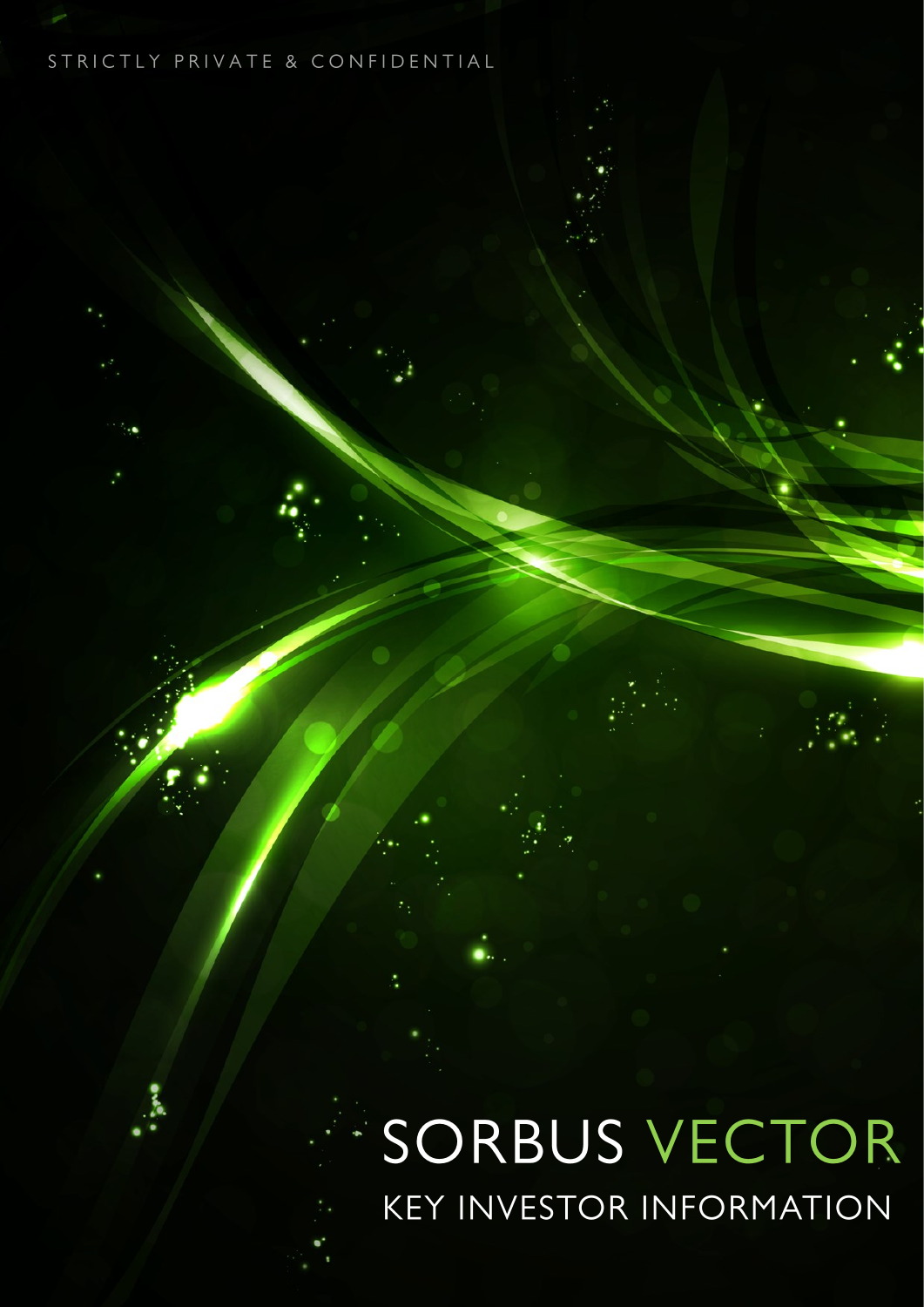STRICTLY PRIVATE & CONFIDENTIAL

# SORBUS VECTOR

## KEY INVESTOR INFORMATION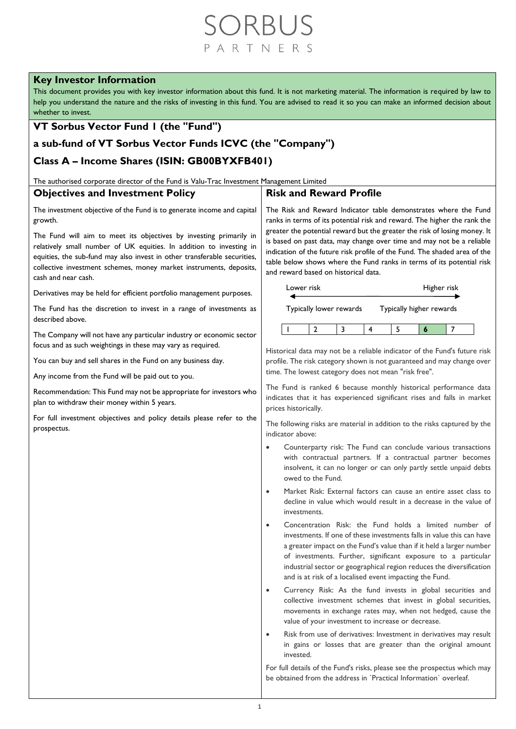SORBUS
PARTNERS

## Key Investor Information

This document provides you with key investor information about this fund. It is not marketing material. The information is required by law to help you understand the nature and the risks of investing in this fund. You are advised to read it so you can make an informed decision about whether to invest.

# VT Sorbus Vector Fund 1 (the "Fund")

# a sub-fund of VT Sorbus Vector Funds ICVC (the "Company")

# Class A – Income Shares (ISIN: GB00BYXFB401)

The authorised corporate director of the Fund is Valu-Trac Investment Management Limited

## Objectives and Investment Policy

The investment objective of the Fund is to generate income and capital growth.

The Fund will aim to meet its objectives by investing primarily in relatively small number of UK equities. In addition to investing in equities, the sub-fund may also invest in other transferable securities, collective investment schemes, money market instruments, deposits, cash and near cash.

Derivatives may be held for efficient portfolio management purposes.

The Fund has the discretion to invest in a range of investments as described above.

The Company will not have any particular industry or economic sector focus and as such weightings in these may vary as required.

You can buy and sell shares in the Fund on any business day.

Any income from the Fund will be paid out to you.

Recommendation: This Fund may not be appropriate for investors who plan to withdraw their money within 5 years.

For full investment objectives and policy details please refer to the prospectus.

## Risk and Reward Profile

The Risk and Reward Indicator table demonstrates where the Fund ranks in terms of its potential risk and reward. The higher the rank the greater the potential reward but the greater the risk of losing money. It is based on past data, may change over time and may not be a reliable indication of the future risk profile of the Fund. The shaded area of the table below shows where the Fund ranks in terms of its potential risk and reward based on historical data.

Lower risk ← → Higher risk

Typically lower rewards — Typically higher rewards

| 1 | 2 | 3 | 4 | 5 | **6** | 7 |
|---|---|---|---|---|---|---|

Historical data may not be a reliable indicator of the Fund's future risk profile. The risk category shown is not guaranteed and may change over time. The lowest category does not mean "risk free".

The Fund is ranked 6 because monthly historical performance data indicates that it has experienced significant rises and falls in market prices historically.

The following risks are material in addition to the risks captured by the indicator above:

- Counterparty risk: The Fund can conclude various transactions with contractual partners. If a contractual partner becomes insolvent, it can no longer or can only partly settle unpaid debts owed to the Fund.
- Market Risk: External factors can cause an entire asset class to decline in value which would result in a decrease in the value of investments.
- Concentration Risk: the Fund holds a limited number of investments. If one of these investments falls in value this can have a greater impact on the Fund's value than if it held a larger number of investments. Further, significant exposure to a particular industrial sector or geographical region reduces the diversification and is at risk of a localised event impacting the Fund.
- Currency Risk: As the fund invests in global securities and collective investment schemes that invest in global securities, movements in exchange rates may, when not hedged, cause the value of your investment to increase or decrease.
- Risk from use of derivatives: Investment in derivatives may result in gains or losses that are greater than the original amount invested.

For full details of the Fund's risks, please see the prospectus which may be obtained from the address in `Practical Information` overleaf.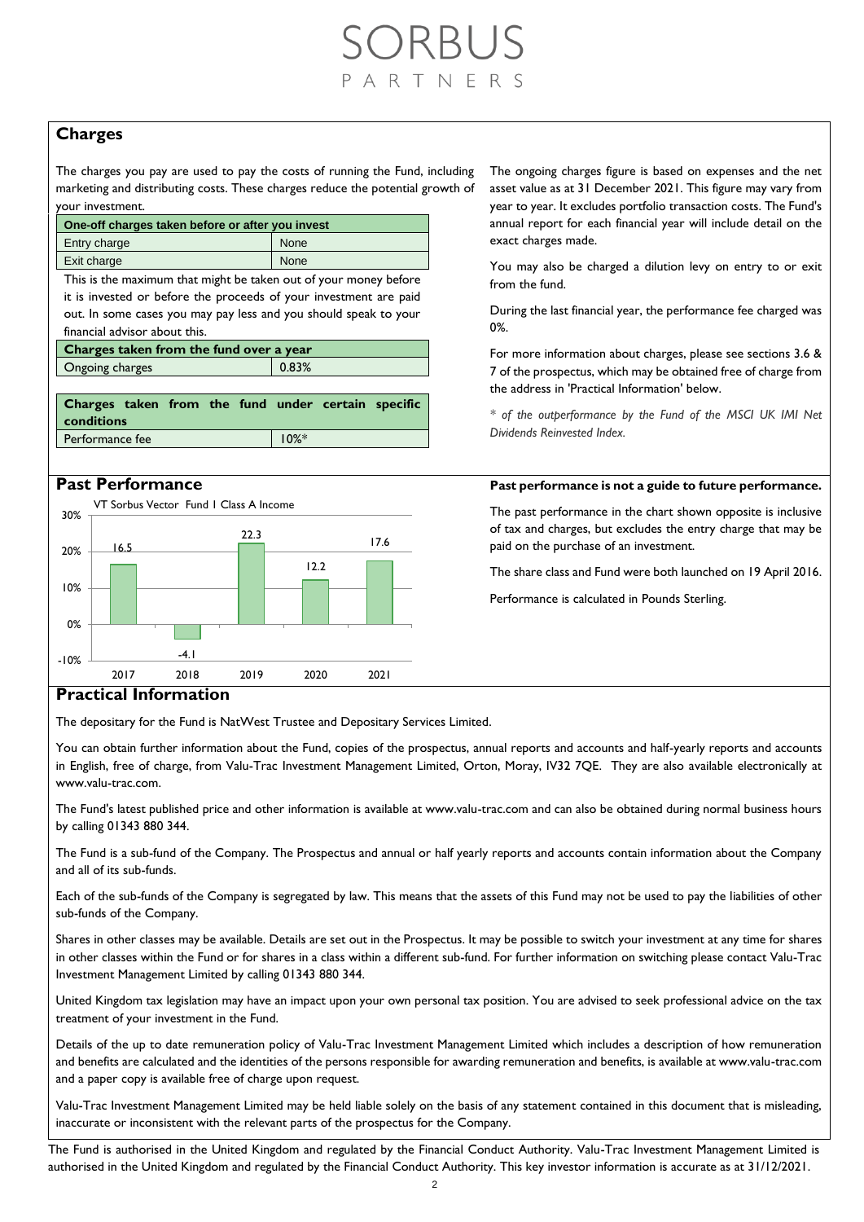## Charges

The charges you pay are used to pay the costs of running the Fund, including marketing and distributing costs. These charges reduce the potential growth of your investment.

| One-off charges taken before or after you invest | |
|---|---|
| Entry charge | None |
| Exit charge | None |

This is the maximum that might be taken out of your money before it is invested or before the proceeds of your investment are paid out. In some cases you may pay less and you should speak to your financial advisor about this.

| Charges taken from the fund over a year | |
|---|---|
| Ongoing charges | 0.83% |

| Charges taken from the fund under certain specific conditions | |
|---|---|
| Performance fee | 10%* |

The ongoing charges figure is based on expenses and the net asset value as at 31 December 2021. This figure may vary from year to year. It excludes portfolio transaction costs. The Fund's annual report for each financial year will include detail on the exact charges made.

You may also be charged a dilution levy on entry to or exit from the fund.

During the last financial year, the performance fee charged was 0%.

For more information about charges, please see sections 3.6 & 7 of the prospectus, which may be obtained free of charge from the address in 'Practical Information' below.

*\* of the outperformance by the Fund of the MSCI UK IMI Net Dividends Reinvested Index.*

## Past Performance

VT Sorbus Vector Fund I Class A Income

| Year | 2017 | 2018 | 2019 | 2020 | 2021 |
|---|---|---|---|---|---|
| Performance (%) | 16.5 | -4.1 | 22.3 | 12.2 | 17.6 |

**Past performance is not a guide to future performance.**

The past performance in the chart shown opposite is inclusive of tax and charges, but excludes the entry charge that may be paid on the purchase of an investment.

The share class and Fund were both launched on 19 April 2016.

Performance is calculated in Pounds Sterling.

## Practical Information

The depositary for the Fund is NatWest Trustee and Depositary Services Limited.

You can obtain further information about the Fund, copies of the prospectus, annual reports and accounts and half-yearly reports and accounts in English, free of charge, from Valu-Trac Investment Management Limited, Orton, Moray, IV32 7QE. They are also available electronically at www.valu-trac.com.

The Fund's latest published price and other information is available at www.valu-trac.com and can also be obtained during normal business hours by calling 01343 880 344.

The Fund is a sub-fund of the Company. The Prospectus and annual or half yearly reports and accounts contain information about the Company and all of its sub-funds.

Each of the sub-funds of the Company is segregated by law. This means that the assets of this Fund may not be used to pay the liabilities of other sub-funds of the Company.

Shares in other classes may be available. Details are set out in the Prospectus. It may be possible to switch your investment at any time for shares in other classes within the Fund or for shares in a class within a different sub-fund. For further information on switching please contact Valu-Trac Investment Management Limited by calling 01343 880 344.

United Kingdom tax legislation may have an impact upon your own personal tax position. You are advised to seek professional advice on the tax treatment of your investment in the Fund.

Details of the up to date remuneration policy of Valu-Trac Investment Management Limited which includes a description of how remuneration and benefits are calculated and the identities of the persons responsible for awarding remuneration and benefits, is available at www.valu-trac.com and a paper copy is available free of charge upon request.

Valu-Trac Investment Management Limited may be held liable solely on the basis of any statement contained in this document that is misleading, inaccurate or inconsistent with the relevant parts of the prospectus for the Company.

The Fund is authorised in the United Kingdom and regulated by the Financial Conduct Authority. Valu-Trac Investment Management Limited is authorised in the United Kingdom and regulated by the Financial Conduct Authority. This key investor information is accurate as at 31/12/2021.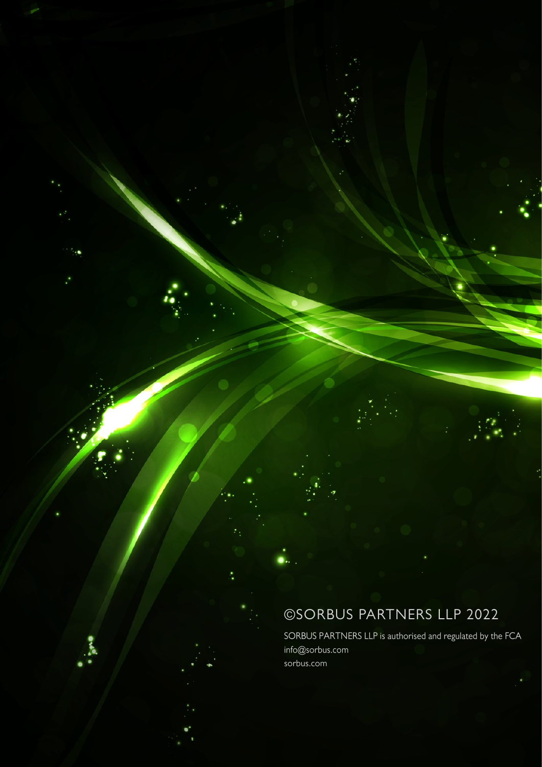©SORBUS PARTNERS LLP 2022

SORBUS PARTNERS LLP is authorised and regulated by the FCA
info@sorbus.com
sorbus.com